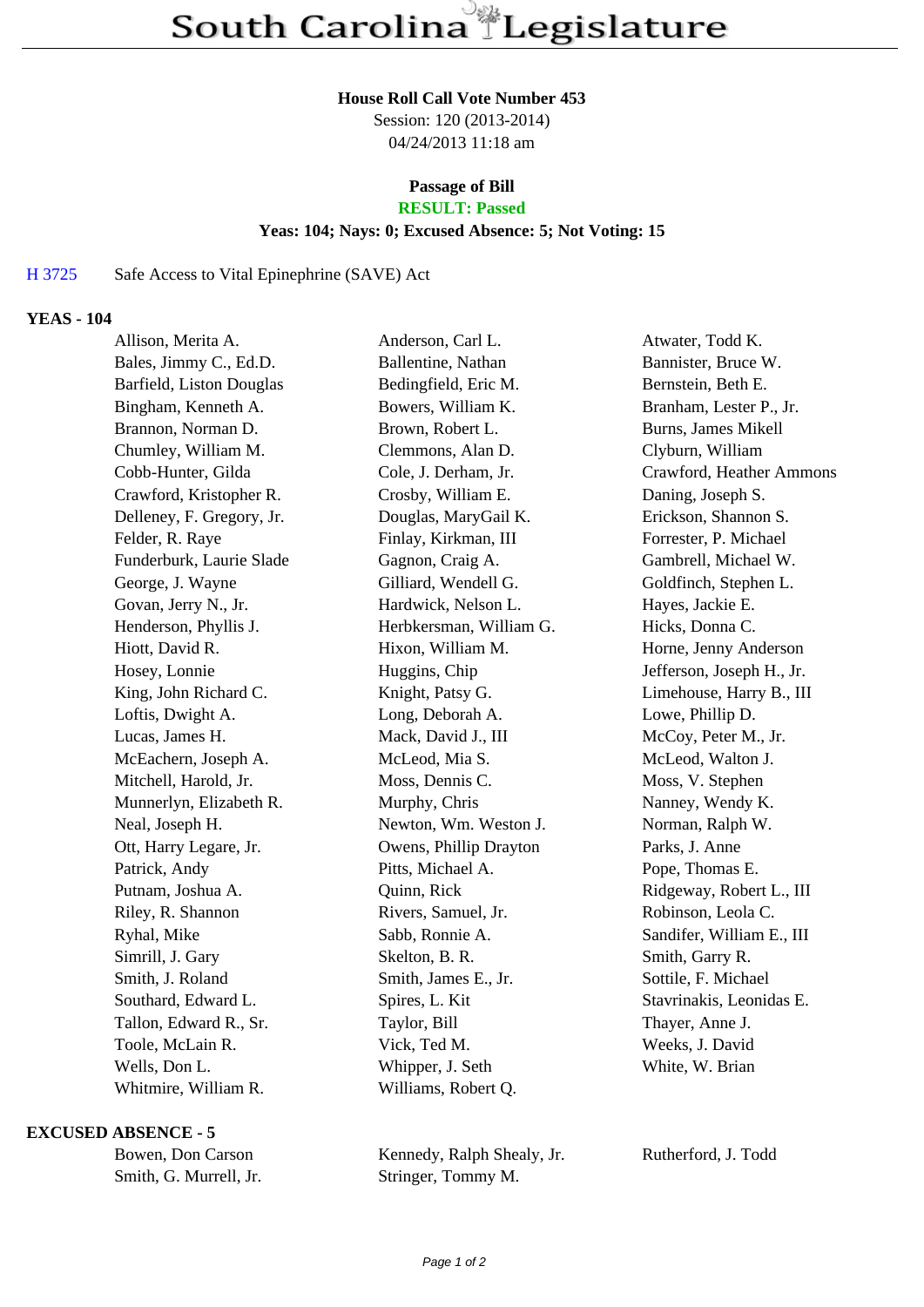# South Carolina Legislature

**House Roll Call Vote Number 453**

Session: 120 (2013-2014)

04/24/2013 11:18 am

**Passage of Bill**

**RESULT: Passed**

**Yeas: 104; Nays: 0; Excused Absence: 5; Not Voting: 15**

H 3725 Safe Access to Vital Epinephrine (SAVE) Act

## YEAS - 104

| | | |
|---|---|---|
| Allison, Merita A. | Anderson, Carl L. | Atwater, Todd K. |
| Bales, Jimmy C., Ed.D. | Ballentine, Nathan | Bannister, Bruce W. |
| Barfield, Liston Douglas | Bedingfield, Eric M. | Bernstein, Beth E. |
| Bingham, Kenneth A. | Bowers, William K. | Branham, Lester P., Jr. |
| Brannon, Norman D. | Brown, Robert L. | Burns, James Mikell |
| Chumley, William M. | Clemmons, Alan D. | Clyburn, William |
| Cobb-Hunter, Gilda | Cole, J. Derham, Jr. | Crawford, Heather Ammons |
| Crawford, Kristopher R. | Crosby, William E. | Daning, Joseph S. |
| Delleney, F. Gregory, Jr. | Douglas, MaryGail K. | Erickson, Shannon S. |
| Felder, R. Raye | Finlay, Kirkman, III | Forrester, P. Michael |
| Funderburk, Laurie Slade | Gagnon, Craig A. | Gambrell, Michael W. |
| George, J. Wayne | Gilliard, Wendell G. | Goldfinch, Stephen L. |
| Govan, Jerry N., Jr. | Hardwick, Nelson L. | Hayes, Jackie E. |
| Henderson, Phyllis J. | Herbkersman, William G. | Hicks, Donna C. |
| Hiott, David R. | Hixon, William M. | Horne, Jenny Anderson |
| Hosey, Lonnie | Huggins, Chip | Jefferson, Joseph H., Jr. |
| King, John Richard C. | Knight, Patsy G. | Limehouse, Harry B., III |
| Loftis, Dwight A. | Long, Deborah A. | Lowe, Phillip D. |
| Lucas, James H. | Mack, David J., III | McCoy, Peter M., Jr. |
| McEachern, Joseph A. | McLeod, Mia S. | McLeod, Walton J. |
| Mitchell, Harold, Jr. | Moss, Dennis C. | Moss, V. Stephen |
| Munnerlyn, Elizabeth R. | Murphy, Chris | Nanney, Wendy K. |
| Neal, Joseph H. | Newton, Wm. Weston J. | Norman, Ralph W. |
| Ott, Harry Legare, Jr. | Owens, Phillip Drayton | Parks, J. Anne |
| Patrick, Andy | Pitts, Michael A. | Pope, Thomas E. |
| Putnam, Joshua A. | Quinn, Rick | Ridgeway, Robert L., III |
| Riley, R. Shannon | Rivers, Samuel, Jr. | Robinson, Leola C. |
| Ryhal, Mike | Sabb, Ronnie A. | Sandifer, William E., III |
| Simrill, J. Gary | Skelton, B. R. | Smith, Garry R. |
| Smith, J. Roland | Smith, James E., Jr. | Sottile, F. Michael |
| Southard, Edward L. | Spires, L. Kit | Stavrinakis, Leonidas E. |
| Tallon, Edward R., Sr. | Taylor, Bill | Thayer, Anne J. |
| Toole, McLain R. | Vick, Ted M. | Weeks, J. David |
| Wells, Don L. | Whipper, J. Seth | White, W. Brian |
| Whitmire, William R. | Williams, Robert Q. | |

## EXCUSED ABSENCE - 5

| | | |
|---|---|---|
| Bowen, Don Carson | Kennedy, Ralph Shealy, Jr. | Rutherford, J. Todd |
| Smith, G. Murrell, Jr. | Stringer, Tommy M. | |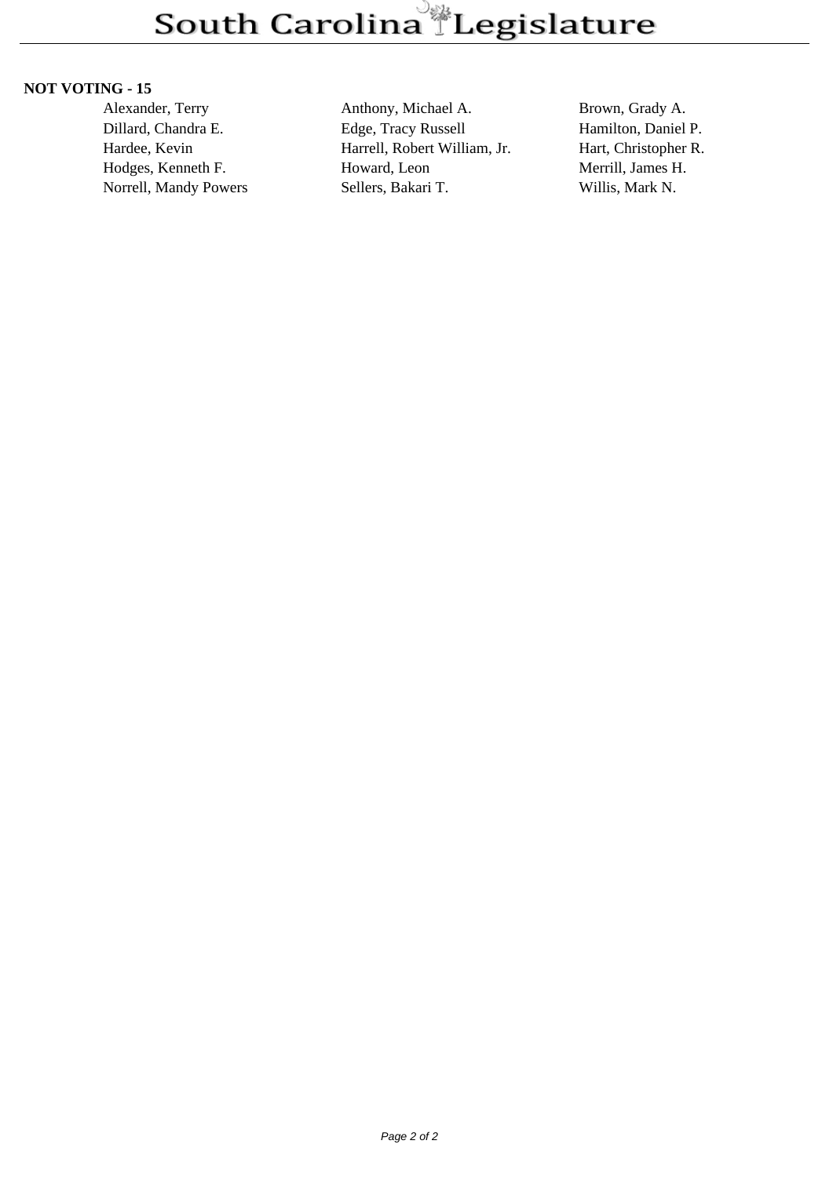**NOT VOTING - 15**

| | | |
|---|---|---|
| Alexander, Terry | Anthony, Michael A. | Brown, Grady A. |
| Dillard, Chandra E. | Edge, Tracy Russell | Hamilton, Daniel P. |
| Hardee, Kevin | Harrell, Robert William, Jr. | Hart, Christopher R. |
| Hodges, Kenneth F. | Howard, Leon | Merrill, James H. |
| Norrell, Mandy Powers | Sellers, Bakari T. | Willis, Mark N. |